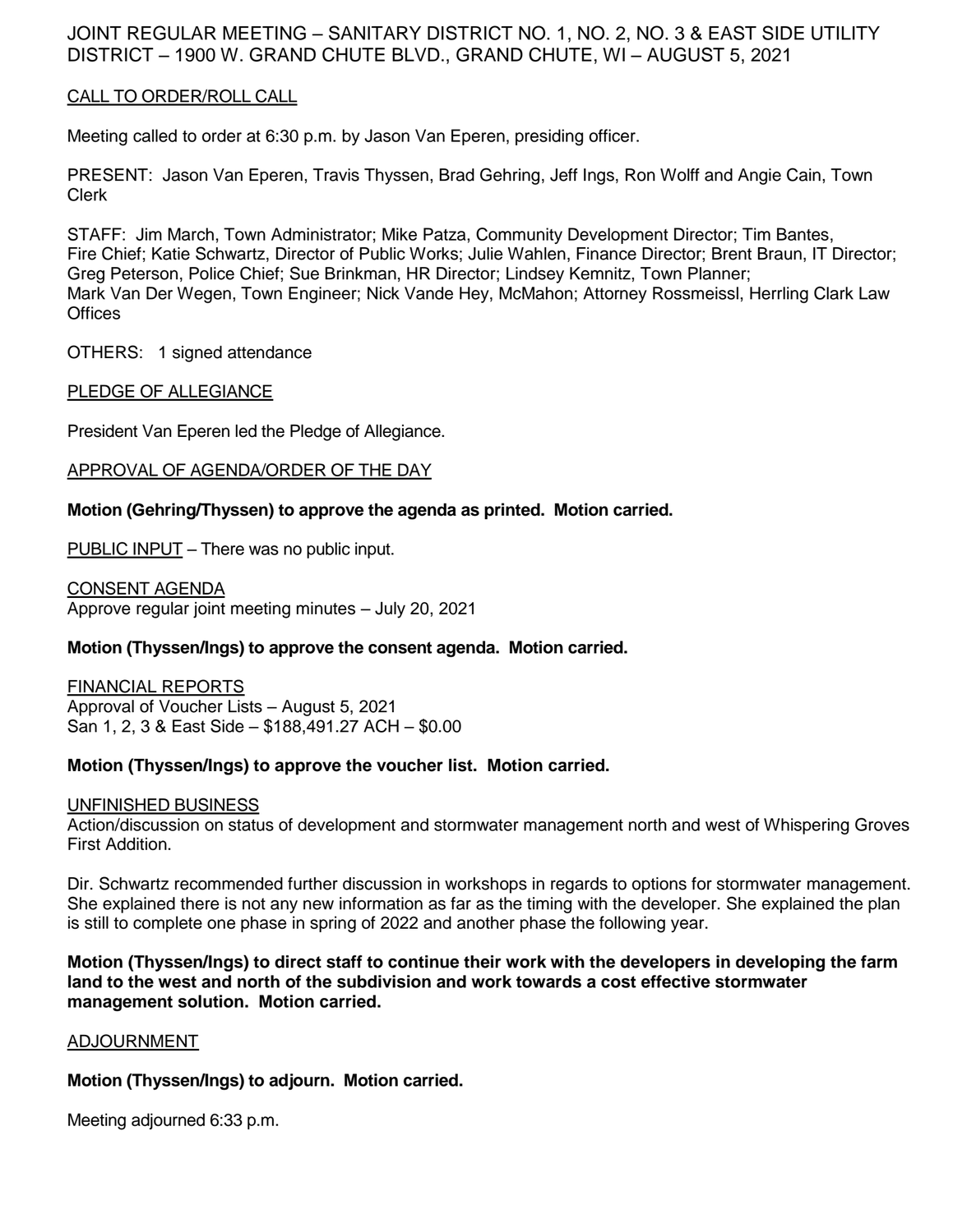# JOINT REGULAR MEETING – SANITARY DISTRICT NO. 1, NO. 2, NO. 3 & EAST SIDE UTILITY DISTRICT – 1900 W. GRAND CHUTE BLVD., GRAND CHUTE, WI – AUGUST 5, 2021

## CALL TO ORDER/ROLL CALL

Meeting called to order at 6:30 p.m. by Jason Van Eperen, presiding officer.

PRESENT: Jason Van Eperen, Travis Thyssen, Brad Gehring, Jeff Ings, Ron Wolff and Angie Cain, Town Clerk

STAFF: Jim March, Town Administrator; Mike Patza, Community Development Director; Tim Bantes, Fire Chief; Katie Schwartz, Director of Public Works; Julie Wahlen, Finance Director; Brent Braun, IT Director; Greg Peterson, Police Chief; Sue Brinkman, HR Director; Lindsey Kemnitz, Town Planner; Mark Van Der Wegen, Town Engineer; Nick Vande Hey, McMahon; Attorney Rossmeissl, Herrling Clark Law Offices

OTHERS: 1 signed attendance

## PLEDGE OF ALLEGIANCE

President Van Eperen led the Pledge of Allegiance.

## APPROVAL OF AGENDA/ORDER OF THE DAY

**Motion (Gehring/Thyssen) to approve the agenda as printed. Motion carried.**

PUBLIC INPUT – There was no public input.

## CONSENT AGENDA

Approve regular joint meeting minutes – July 20, 2021

**Motion (Thyssen/Ings) to approve the consent agenda. Motion carried.**

## FINANCIAL REPORTS

Approval of Voucher Lists – August 5, 2021
San 1, 2, 3 & East Side – $188,491.27 ACH – $0.00

**Motion (Thyssen/Ings) to approve the voucher list. Motion carried.**

## UNFINISHED BUSINESS

Action/discussion on status of development and stormwater management north and west of Whispering Groves First Addition.

Dir. Schwartz recommended further discussion in workshops in regards to options for stormwater management. She explained there is not any new information as far as the timing with the developer. She explained the plan is still to complete one phase in spring of 2022 and another phase the following year.

**Motion (Thyssen/Ings) to direct staff to continue their work with the developers in developing the farm land to the west and north of the subdivision and work towards a cost effective stormwater management solution. Motion carried.**

## ADJOURNMENT

**Motion (Thyssen/Ings) to adjourn. Motion carried.**

Meeting adjourned 6:33 p.m.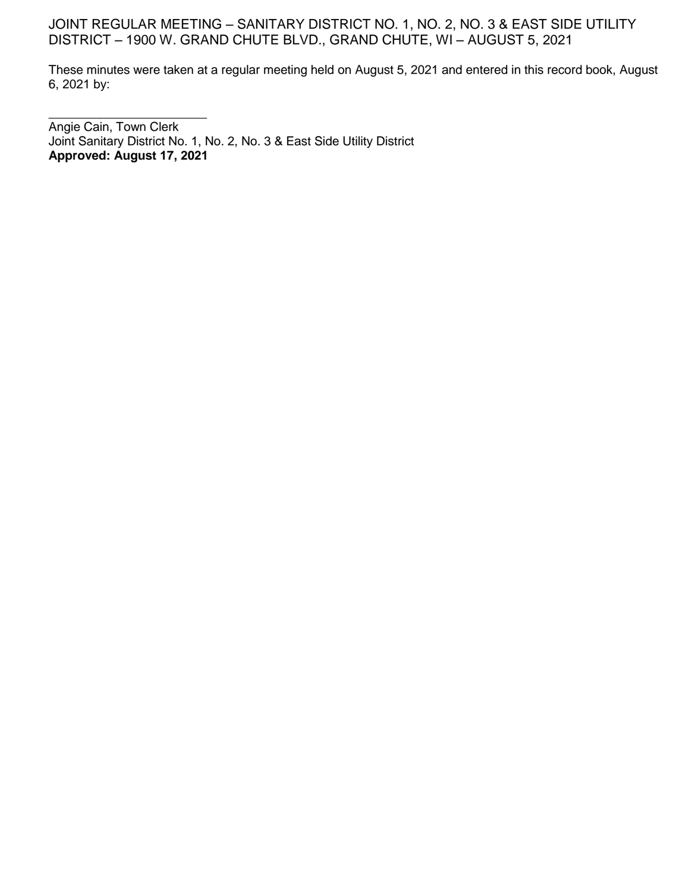JOINT REGULAR MEETING – SANITARY DISTRICT NO. 1, NO. 2, NO. 3 & EAST SIDE UTILITY DISTRICT – 1900 W. GRAND CHUTE BLVD., GRAND CHUTE, WI – AUGUST 5, 2021

These minutes were taken at a regular meeting held on August 5, 2021 and entered in this record book, August 6, 2021 by:

_______________________
Angie Cain, Town Clerk
Joint Sanitary District No. 1, No. 2, No. 3 & East Side Utility District
**Approved: August 17, 2021**